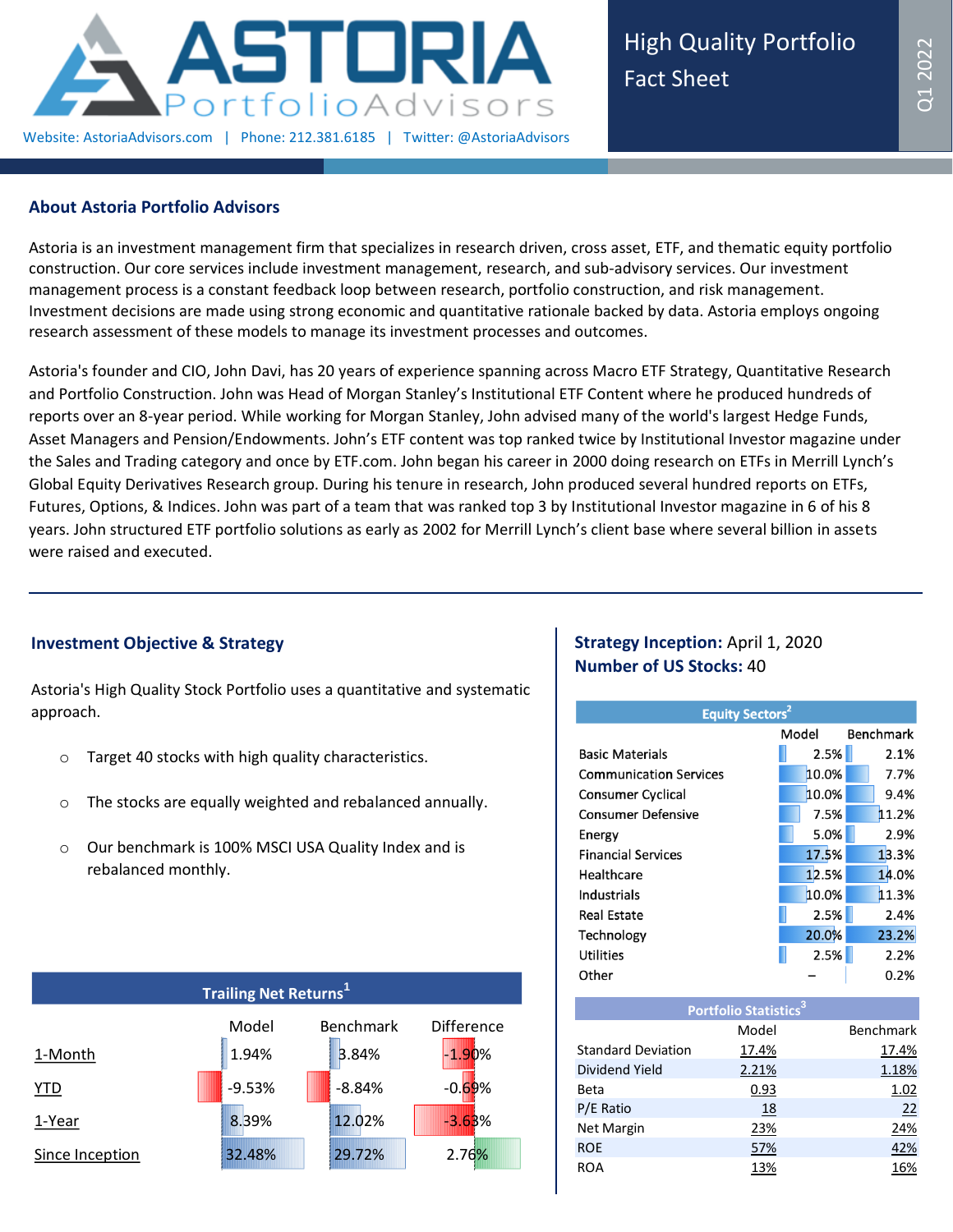# ASTORIA PortfolioAdvisors

Website: AstoriaAdvisors.com | Phone: 212.381.6185 | Twitter: @AstoriaAdvisors

## High Quality Portfolio Fact Sheet

Q1 2022

## About Astoria Portfolio Advisors

Astoria is an investment management firm that specializes in research driven, cross asset, ETF, and thematic equity portfolio construction. Our core services include investment management, research, and sub-advisory services. Our investment management process is a constant feedback loop between research, portfolio construction, and risk management. Investment decisions are made using strong economic and quantitative rationale backed by data. Astoria employs ongoing research assessment of these models to manage its investment processes and outcomes.

Astoria's founder and CIO, John Davi, has 20 years of experience spanning across Macro ETF Strategy, Quantitative Research and Portfolio Construction. John was Head of Morgan Stanley's Institutional ETF Content where he produced hundreds of reports over an 8-year period. While working for Morgan Stanley, John advised many of the world's largest Hedge Funds, Asset Managers and Pension/Endowments. John's ETF content was top ranked twice by Institutional Investor magazine under the Sales and Trading category and once by ETF.com. John began his career in 2000 doing research on ETFs in Merrill Lynch's Global Equity Derivatives Research group. During his tenure in research, John produced several hundred reports on ETFs, Futures, Options, & Indices. John was part of a team that was ranked top 3 by Institutional Investor magazine in 6 of his 8 years. John structured ETF portfolio solutions as early as 2002 for Merrill Lynch's client base where several billion in assets were raised and executed.

## Investment Objective & Strategy

Astoria's High Quality Stock Portfolio uses a quantitative and systematic approach.

- Target 40 stocks with high quality characteristics.
- The stocks are equally weighted and rebalanced annually.
- Our benchmark is 100% MSCI USA Quality Index and is rebalanced monthly.

### Trailing Net Returns[1]

| | Model | Benchmark | Difference |
|---|---|---|---|
| 1-Month | 1.94% | 3.84% | -1.90% |
| YTD | -9.53% | -8.84% | -0.69% |
| 1-Year | 8.39% | 12.02% | -3.63% |
| Since Inception | 32.48% | 29.72% | 2.76% |

**Strategy Inception:** April 1, 2020

**Number of US Stocks:** 40

### Equity Sectors[2]

| | Model | Benchmark |
|---|---|---|
| Basic Materials | 2.5% | 2.1% |
| Communication Services | 10.0% | 7.7% |
| Consumer Cyclical | 10.0% | 9.4% |
| Consumer Defensive | 7.5% | 11.2% |
| Energy | 5.0% | 2.9% |
| Financial Services | 17.5% | 13.3% |
| Healthcare | 12.5% | 14.0% |
| Industrials | 10.0% | 11.3% |
| Real Estate | 2.5% | 2.4% |
| Technology | 20.0% | 23.2% |
| Utilities | 2.5% | 2.2% |
| Other | – | 0.2% |

### Portfolio Statistics[3]

| | Model | Benchmark |
|---|---|---|
| Standard Deviation | 17.4% | 17.4% |
| Dividend Yield | 2.21% | 1.18% |
| Beta | 0.93 | 1.02 |
| P/E Ratio | 18 | 22 |
| Net Margin | 23% | 24% |
| ROE | 57% | 42% |
| ROA | 13% | 16% |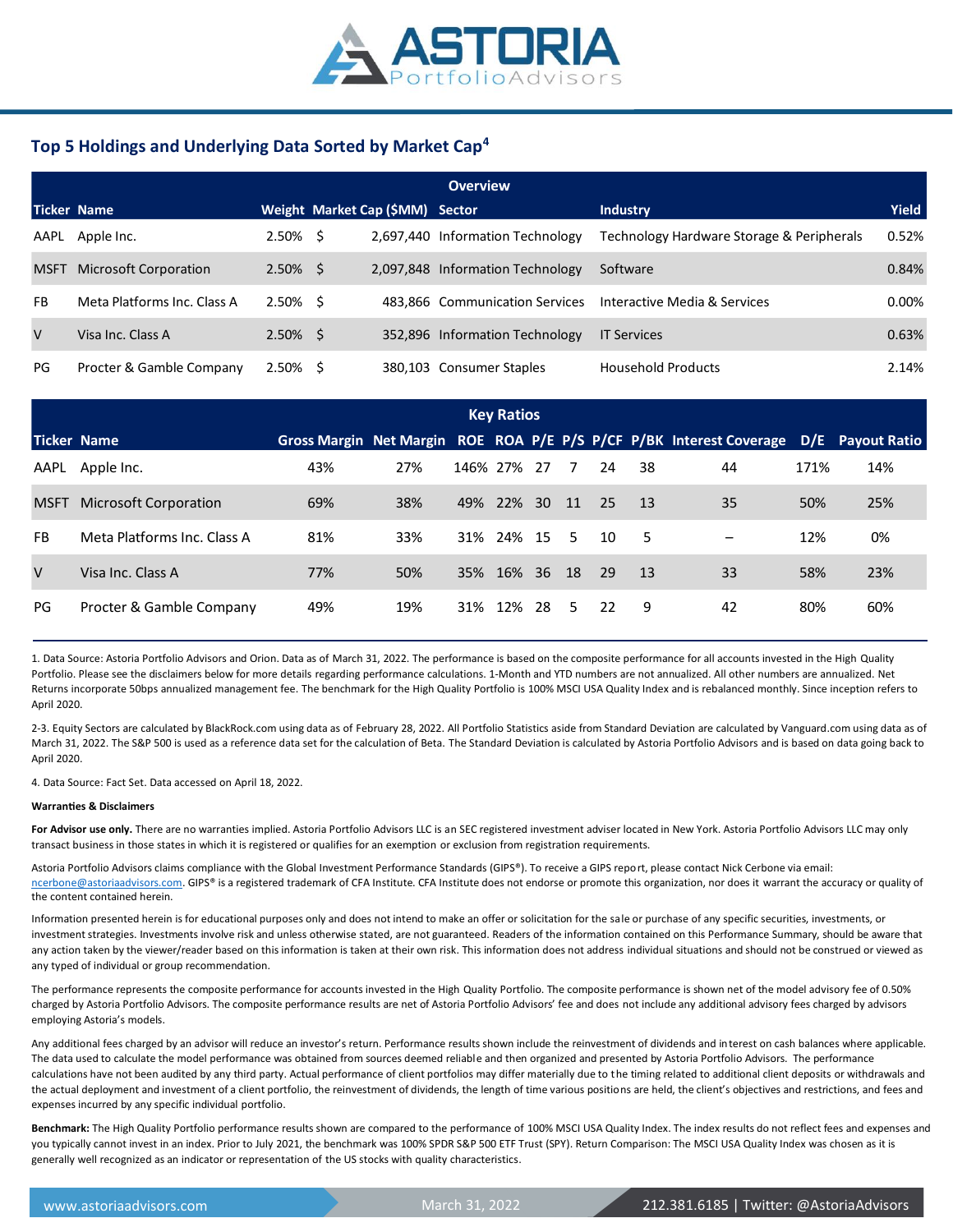## Top 5 Holdings and Underlying Data Sorted by Market Cap[4]

| Overview | | | | | | |
|---|---|---|---|---|---|---|
| **Ticker** | **Name** | **Weight** | **Market Cap ($MM)** | **Sector** | **Industry** | **Yield** |
| AAPL | Apple Inc. | 2.50% | $ 2,697,440 | Information Technology | Technology Hardware Storage & Peripherals | 0.52% |
| MSFT | Microsoft Corporation | 2.50% | $ 2,097,848 | Information Technology | Software | 0.84% |
| FB | Meta Platforms Inc. Class A | 2.50% | $ 483,866 | Communication Services | Interactive Media & Services | 0.00% |
| V | Visa Inc. Class A | 2.50% | $ 352,896 | Information Technology | IT Services | 0.63% |
| PG | Procter & Gamble Company | 2.50% | $ 380,103 | Consumer Staples | Household Products | 2.14% |

| Key Ratios | | | | | | | | | | | | |
|---|---|---|---|---|---|---|---|---|---|---|---|---|
| **Ticker** | **Name** | **Gross Margin** | **Net Margin** | **ROE** | **ROA** | **P/E** | **P/S** | **P/CF** | **P/BK** | **Interest Coverage** | **D/E** | **Payout Ratio** |
| AAPL | Apple Inc. | 43% | 27% | 146% | 27% | 27 | 7 | 24 | 38 | 44 | 171% | 14% |
| MSFT | Microsoft Corporation | 69% | 38% | 49% | 22% | 30 | 11 | 25 | 13 | 35 | 50% | 25% |
| FB | Meta Platforms Inc. Class A | 81% | 33% | 31% | 24% | 15 | 5 | 10 | 5 | – | 12% | 0% |
| V | Visa Inc. Class A | 77% | 50% | 35% | 16% | 36 | 18 | 29 | 13 | 33 | 58% | 23% |
| PG | Procter & Gamble Company | 49% | 19% | 31% | 12% | 28 | 5 | 22 | 9 | 42 | 80% | 60% |

1. Data Source: Astoria Portfolio Advisors and Orion. Data as of March 31, 2022. The performance is based on the composite performance for all accounts invested in the High Quality Portfolio. Please see the disclaimers below for more details regarding performance calculations. 1-Month and YTD numbers are not annualized. All other numbers are annualized. Net Returns incorporate 50bps annualized management fee. The benchmark for the High Quality Portfolio is 100% MSCI USA Quality Index and is rebalanced monthly. Since inception refers to April 2020.

2-3. Equity Sectors are calculated by BlackRock.com using data as of February 28, 2022. All Portfolio Statistics aside from Standard Deviation are calculated by Vanguard.com using data as of March 31, 2022. The S&P 500 is used as a reference data set for the calculation of Beta. The Standard Deviation is calculated by Astoria Portfolio Advisors and is based on data going back to April 2020.

4. Data Source: Fact Set. Data accessed on April 18, 2022.

**Warranties & Disclaimers**

**For Advisor use only.** There are no warranties implied. Astoria Portfolio Advisors LLC is an SEC registered investment adviser located in New York. Astoria Portfolio Advisors LLC may only transact business in those states in which it is registered or qualifies for an exemption or exclusion from registration requirements.

Astoria Portfolio Advisors claims compliance with the Global Investment Performance Standards (GIPS®). To receive a GIPS report, please contact Nick Cerbone via email: ncerbone@astoriaadvisors.com. GIPS® is a registered trademark of CFA Institute. CFA Institute does not endorse or promote this organization, nor does it warrant the accuracy or quality of the content contained herein.

Information presented herein is for educational purposes only and does not intend to make an offer or solicitation for the sale or purchase of any specific securities, investments, or investment strategies. Investments involve risk and unless otherwise stated, are not guaranteed. Readers of the information contained on this Performance Summary, should be aware that any action taken by the viewer/reader based on this information is taken at their own risk. This information does not address individual situations and should not be construed or viewed as any typed of individual or group recommendation.

The performance represents the composite performance for accounts invested in the High Quality Portfolio. The composite performance is shown net of the model advisory fee of 0.50% charged by Astoria Portfolio Advisors. The composite performance results are net of Astoria Portfolio Advisors' fee and does not include any additional advisory fees charged by advisors employing Astoria's models.

Any additional fees charged by an advisor will reduce an investor's return. Performance results shown include the reinvestment of dividends and interest on cash balances where applicable. The data used to calculate the model performance was obtained from sources deemed reliable and then organized and presented by Astoria Portfolio Advisors. The performance calculations have not been audited by any third party. Actual performance of client portfolios may differ materially due to the timing related to additional client deposits or withdrawals and the actual deployment and investment of a client portfolio, the reinvestment of dividends, the length of time various positions are held, the client's objectives and restrictions, and fees and expenses incurred by any specific individual portfolio.

**Benchmark:** The High Quality Portfolio performance results shown are compared to the performance of 100% MSCI USA Quality Index. The index results do not reflect fees and expenses and you typically cannot invest in an index. Prior to July 2021, the benchmark was 100% SPDR S&P 500 ETF Trust (SPY). Return Comparison: The MSCI USA Quality Index was chosen as it is generally well recognized as an indicator or representation of the US stocks with quality characteristics.